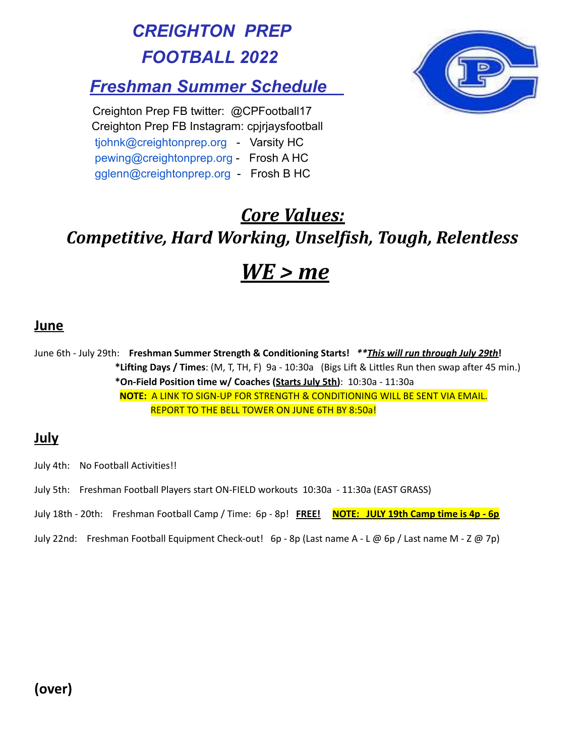# CREIGHTON PREP FOOTBALL 2022

## Freshman Summer Schedule

Creighton Prep FB twitter: @CPFootball17
Creighton Prep FB Instagram: cpjrjaysfootball
tjohnk@creightonprep.org - Varsity HC
pewing@creightonprep.org - Frosh A HC
gglenn@creightonprep.org - Frosh B HC

## *Core Values:*

### *Competitive, Hard Working, Unselfish, Tough, Relentless*

# *WE > me*

## June

June 6th - July 29th: **Freshman Summer Strength & Conditioning Starts!** ***\*\*This will run through July 29th*!**

**\*Lifting Days / Times**: (M, T, TH, F) 9a - 10:30a (Bigs Lift & Littles Run then swap after 45 min.)

**\*On-Field Position time w/ Coaches (Starts July 5th)**: 10:30a - 11:30a

**NOTE:** A LINK TO SIGN-UP FOR STRENGTH & CONDITIONING WILL BE SENT VIA EMAIL. REPORT TO THE BELL TOWER ON JUNE 6TH BY 8:50a!

## July

July 4th: No Football Activities!!

July 5th: Freshman Football Players start ON-FIELD workouts 10:30a - 11:30a (EAST GRASS)

July 18th - 20th: Freshman Football Camp / Time: 6p - 8p! **FREE!** **NOTE: JULY 19th Camp time is 4p - 6p**

July 22nd: Freshman Football Equipment Check-out! 6p - 8p (Last name A - L @ 6p / Last name M - Z @ 7p)

**(over)**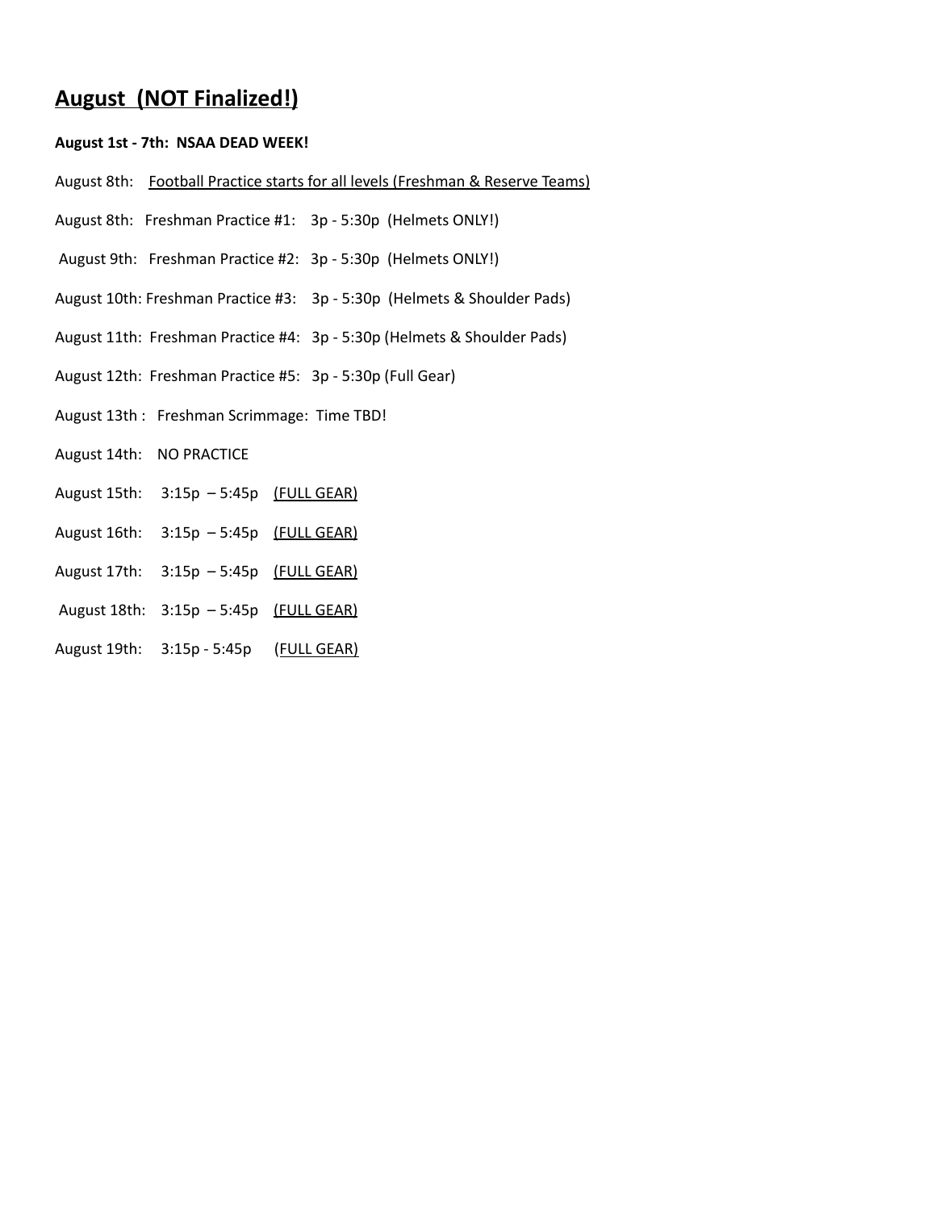## August (NOT Finalized!)

**August 1st - 7th: NSAA DEAD WEEK!**

August 8th: Football Practice starts for all levels (Freshman & Reserve Teams)

August 8th: Freshman Practice #1: 3p - 5:30p (Helmets ONLY!)

August 9th: Freshman Practice #2: 3p - 5:30p (Helmets ONLY!)

August 10th: Freshman Practice #3: 3p - 5:30p (Helmets & Shoulder Pads)

August 11th: Freshman Practice #4: 3p - 5:30p (Helmets & Shoulder Pads)

August 12th: Freshman Practice #5: 3p - 5:30p (Full Gear)

August 13th : Freshman Scrimmage: Time TBD!

August 14th: NO PRACTICE

August 15th: 3:15p – 5:45p (FULL GEAR)

August 16th: 3:15p – 5:45p (FULL GEAR)

August 17th: 3:15p – 5:45p (FULL GEAR)

August 18th: 3:15p – 5:45p (FULL GEAR)

August 19th: 3:15p - 5:45p (FULL GEAR)